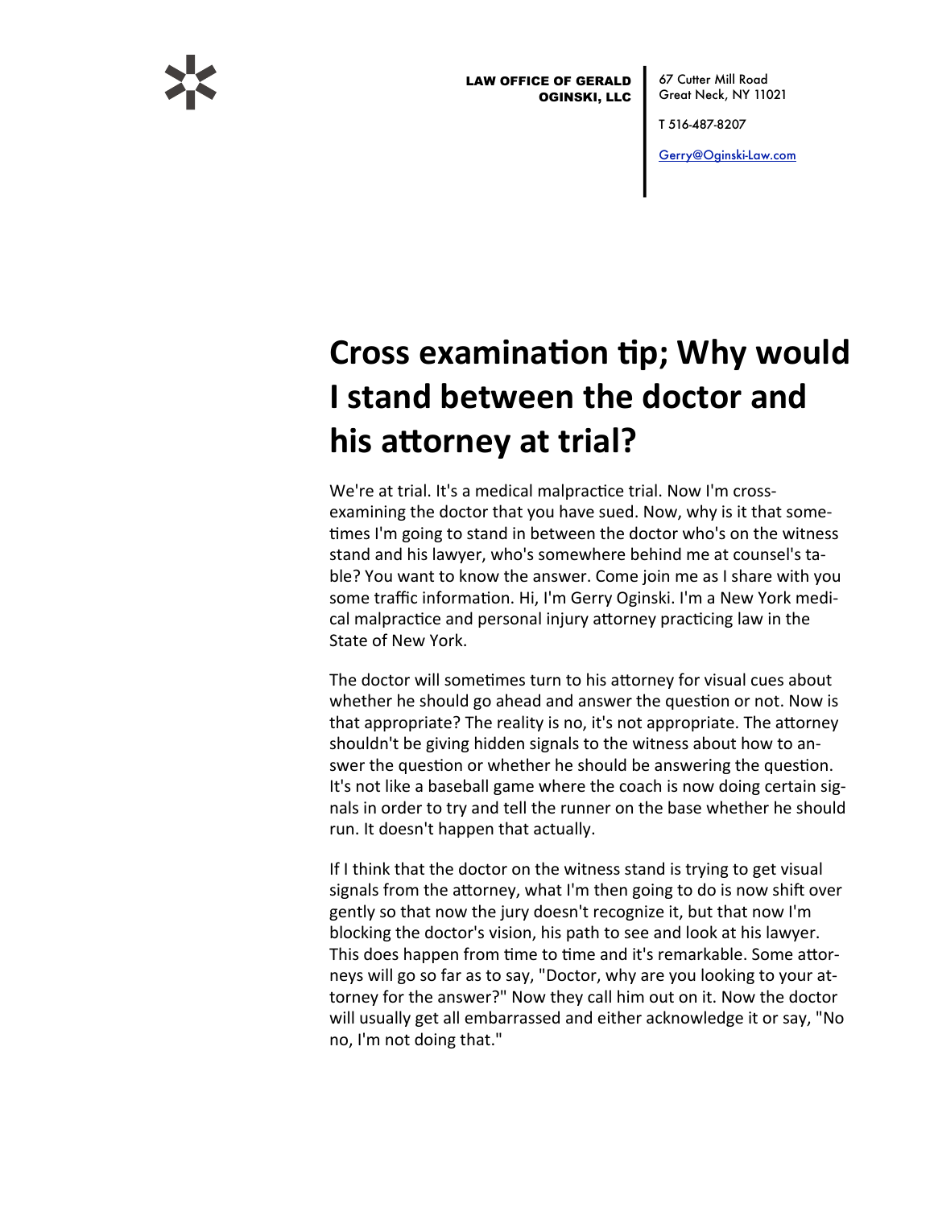**LAW OFFICE OF GERALD OGINSKI, LLC**

67 Cutter Mill Road
Great Neck, NY 11021

T 516-487-8207

Gerry@Oginski-Law.com

# Cross examination tip; Why would I stand between the doctor and his attorney at trial?

We're at trial. It's a medical malpractice trial. Now I'm cross-examining the doctor that you have sued. Now, why is it that sometimes I'm going to stand in between the doctor who's on the witness stand and his lawyer, who's somewhere behind me at counsel's table? You want to know the answer. Come join me as I share with you some traffic information. Hi, I'm Gerry Oginski. I'm a New York medical malpractice and personal injury attorney practicing law in the State of New York.

The doctor will sometimes turn to his attorney for visual cues about whether he should go ahead and answer the question or not. Now is that appropriate? The reality is no, it's not appropriate. The attorney shouldn't be giving hidden signals to the witness about how to answer the question or whether he should be answering the question. It's not like a baseball game where the coach is now doing certain signals in order to try and tell the runner on the base whether he should run. It doesn't happen that actually.

If I think that the doctor on the witness stand is trying to get visual signals from the attorney, what I'm then going to do is now shift over gently so that now the jury doesn't recognize it, but that now I'm blocking the doctor's vision, his path to see and look at his lawyer. This does happen from time to time and it's remarkable. Some attorneys will go so far as to say, "Doctor, why are you looking to your attorney for the answer?" Now they call him out on it. Now the doctor will usually get all embarrassed and either acknowledge it or say, "No no, I'm not doing that."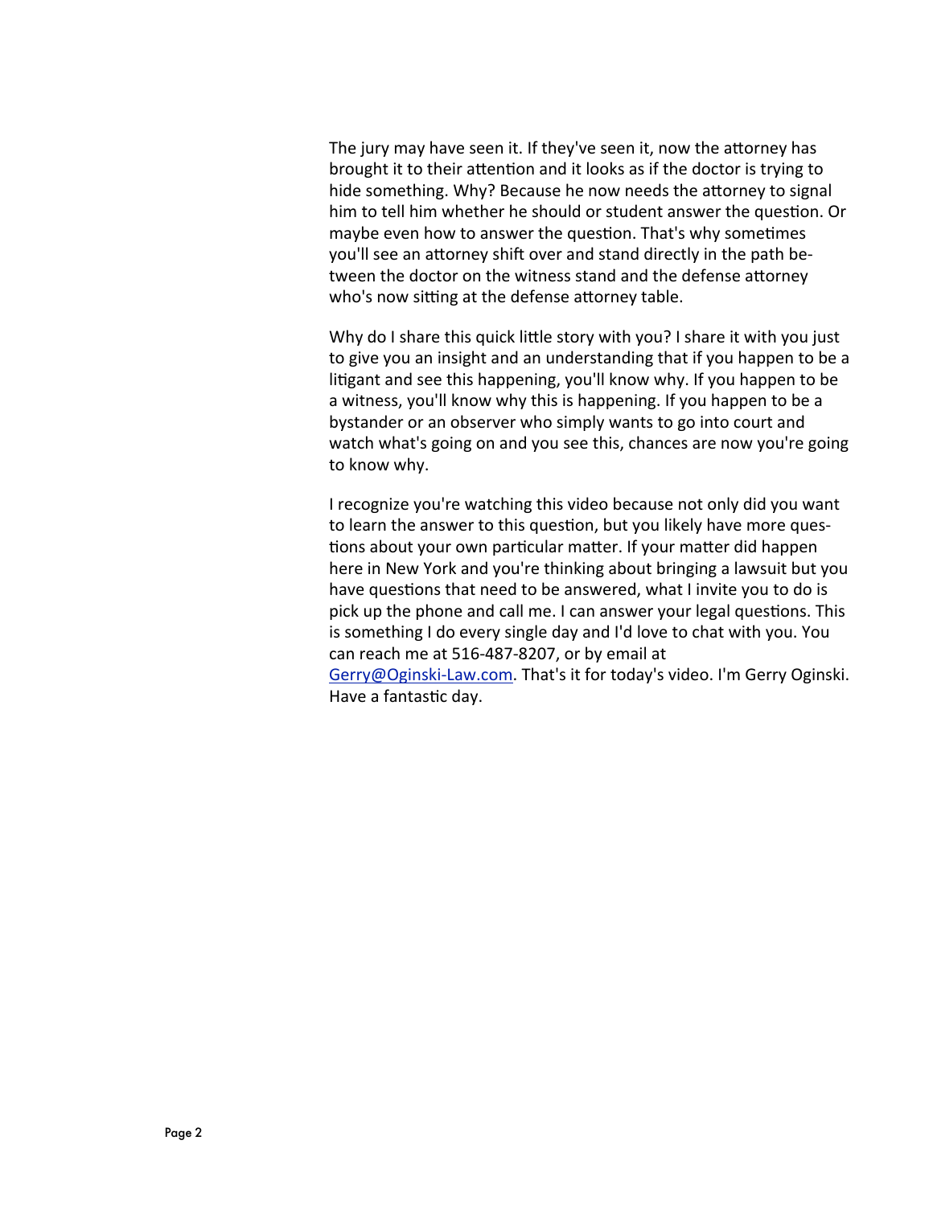The jury may have seen it. If they've seen it, now the attorney has brought it to their attention and it looks as if the doctor is trying to hide something. Why? Because he now needs the attorney to signal him to tell him whether he should or student answer the question. Or maybe even how to answer the question. That's why sometimes you'll see an attorney shift over and stand directly in the path between the doctor on the witness stand and the defense attorney who's now sitting at the defense attorney table.

Why do I share this quick little story with you? I share it with you just to give you an insight and an understanding that if you happen to be a litigant and see this happening, you'll know why. If you happen to be a witness, you'll know why this is happening. If you happen to be a bystander or an observer who simply wants to go into court and watch what's going on and you see this, chances are now you're going to know why.

I recognize you're watching this video because not only did you want to learn the answer to this question, but you likely have more questions about your own particular matter. If your matter did happen here in New York and you're thinking about bringing a lawsuit but you have questions that need to be answered, what I invite you to do is pick up the phone and call me. I can answer your legal questions. This is something I do every single day and I'd love to chat with you. You can reach me at 516-487-8207, or by email at Gerry@Oginski-Law.com. That's it for today's video. I'm Gerry Oginski. Have a fantastic day.